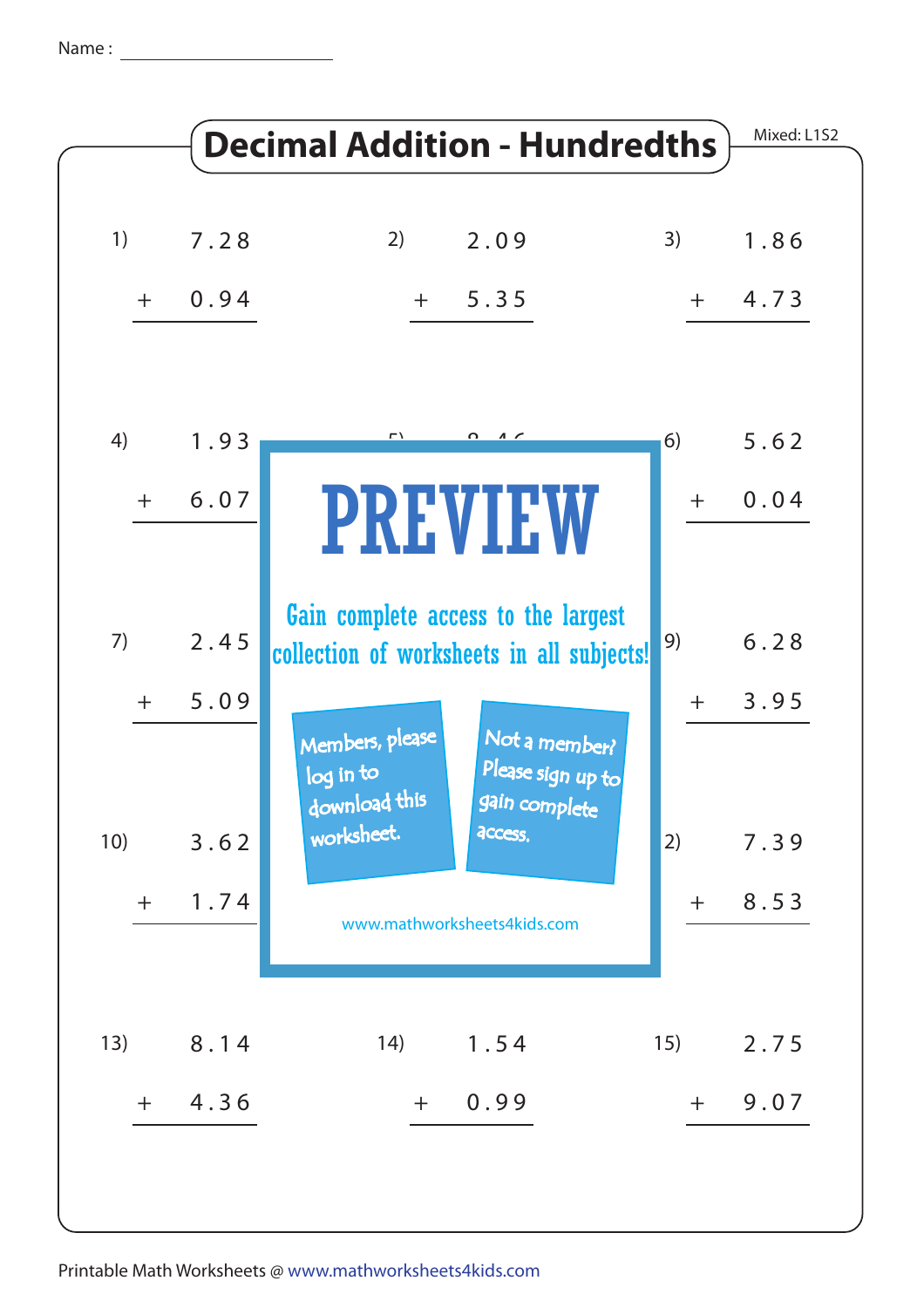Name : ______________________

# Decimal Addition - Hundredths

Mixed: L1S2

1) $7.28 + 0.94$

2) $2.09 + 5.35$

3) $1.86 + 4.73$

4) $1.93 + 6.07$

6) $5.62 + 0.04$

7) $2.45 + 5.09$

9) $6.28 + 3.95$

10) $3.62 + 1.74$

12) $7.39 + 8.53$

13) $8.14 + 4.36$

14) $1.54 + 0.99$

15) $2.75 + 9.07$

PREVIEW

Gain complete access to the largest collection of worksheets in all subjects!

Members, please log in to download this worksheet.

Not a member? Please sign up to gain complete access.

www.mathworksheets4kids.com

Printable Math Worksheets @ www.mathworksheets4kids.com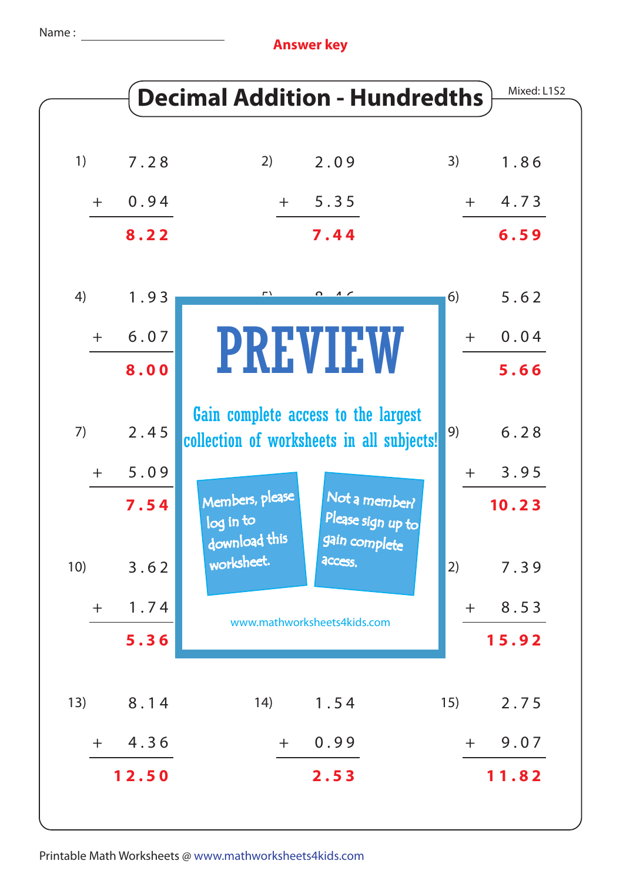Name : ____________________

**Answer key**

# Decimal Addition - Hundredths

Mixed: L1S2

1) $7.28 + 0.94 = 8.22$

2) $2.09 + 5.35 = 7.44$

3) $1.86 + 4.73 = 6.59$

4) $1.93 + 6.07 = 8.00$

5)

6) $5.62 + 0.04 = 5.66$

7) $2.45 + 5.09 = 7.54$

8)

9) $6.28 + 3.95 = 10.23$

10) $3.62 + 1.74 = 5.36$

11)

12) $7.39 + 8.53 = 15.92$

13) $8.14 + 4.36 = 12.50$

14) $1.54 + 0.99 = 2.53$

15) $2.75 + 9.07 = 11.82$

PREVIEW

Gain complete access to the largest collection of worksheets in all subjects!

Members, please log in to download this worksheet.

Not a member? Please sign up to gain complete access.

www.mathworksheets4kids.com

Printable Math Worksheets @ www.mathworksheets4kids.com